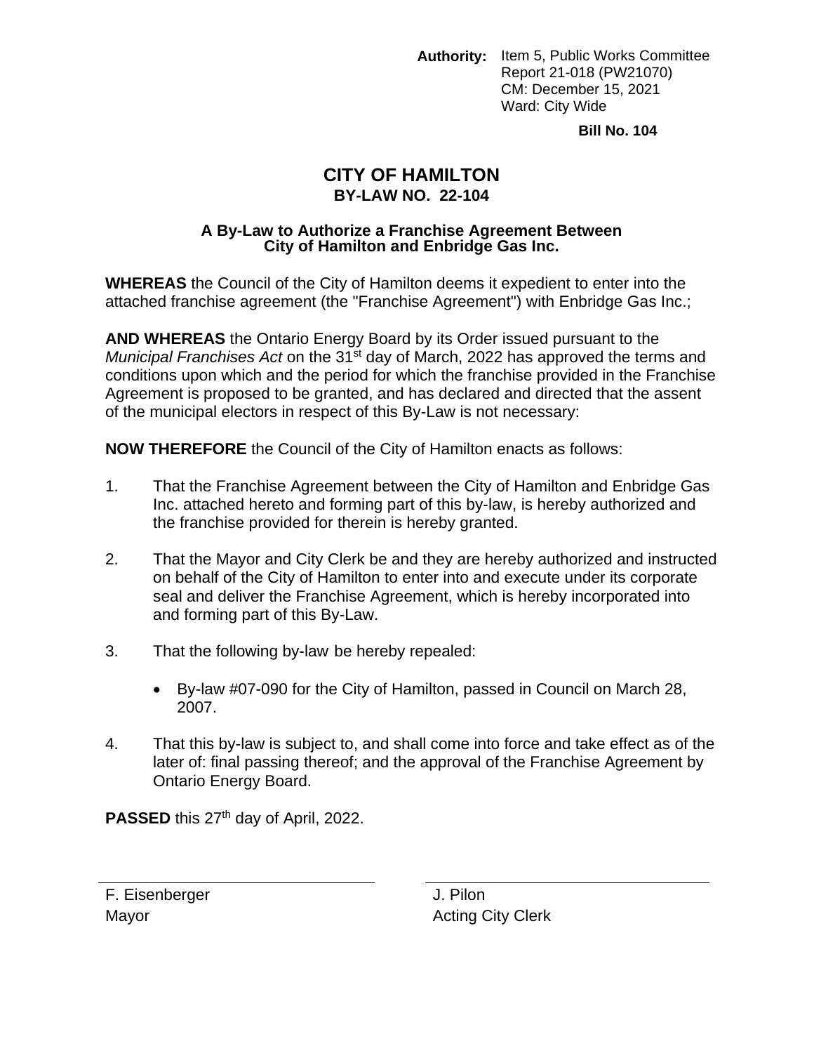**Authority:** Item 5, Public Works Committee
Report 21-018 (PW21070)
CM: December 15, 2021
Ward: City Wide

**Bill No. 104**

# CITY OF HAMILTON
## BY-LAW NO. 22-104

### A By-Law to Authorize a Franchise Agreement Between City of Hamilton and Enbridge Gas Inc.

**WHEREAS** the Council of the City of Hamilton deems it expedient to enter into the attached franchise agreement (the "Franchise Agreement") with Enbridge Gas Inc.;

**AND WHEREAS** the Ontario Energy Board by its Order issued pursuant to the *Municipal Franchises Act* on the 31st day of March, 2022 has approved the terms and conditions upon which and the period for which the franchise provided in the Franchise Agreement is proposed to be granted, and has declared and directed that the assent of the municipal electors in respect of this By-Law is not necessary:

**NOW THEREFORE** the Council of the City of Hamilton enacts as follows:

1. That the Franchise Agreement between the City of Hamilton and Enbridge Gas Inc. attached hereto and forming part of this by-law, is hereby authorized and the franchise provided for therein is hereby granted.

2. That the Mayor and City Clerk be and they are hereby authorized and instructed on behalf of the City of Hamilton to enter into and execute under its corporate seal and deliver the Franchise Agreement, which is hereby incorporated into and forming part of this By-Law.

3. That the following by-law be hereby repealed:

   - By-law #07-090 for the City of Hamilton, passed in Council on March 28, 2007.

4. That this by-law is subject to, and shall come into force and take effect as of the later of: final passing thereof; and the approval of the Franchise Agreement by Ontario Energy Board.

**PASSED** this 27th day of April, 2022.

| | |
|---|---|
| F. Eisenberger | J. Pilon |
| Mayor | Acting City Clerk |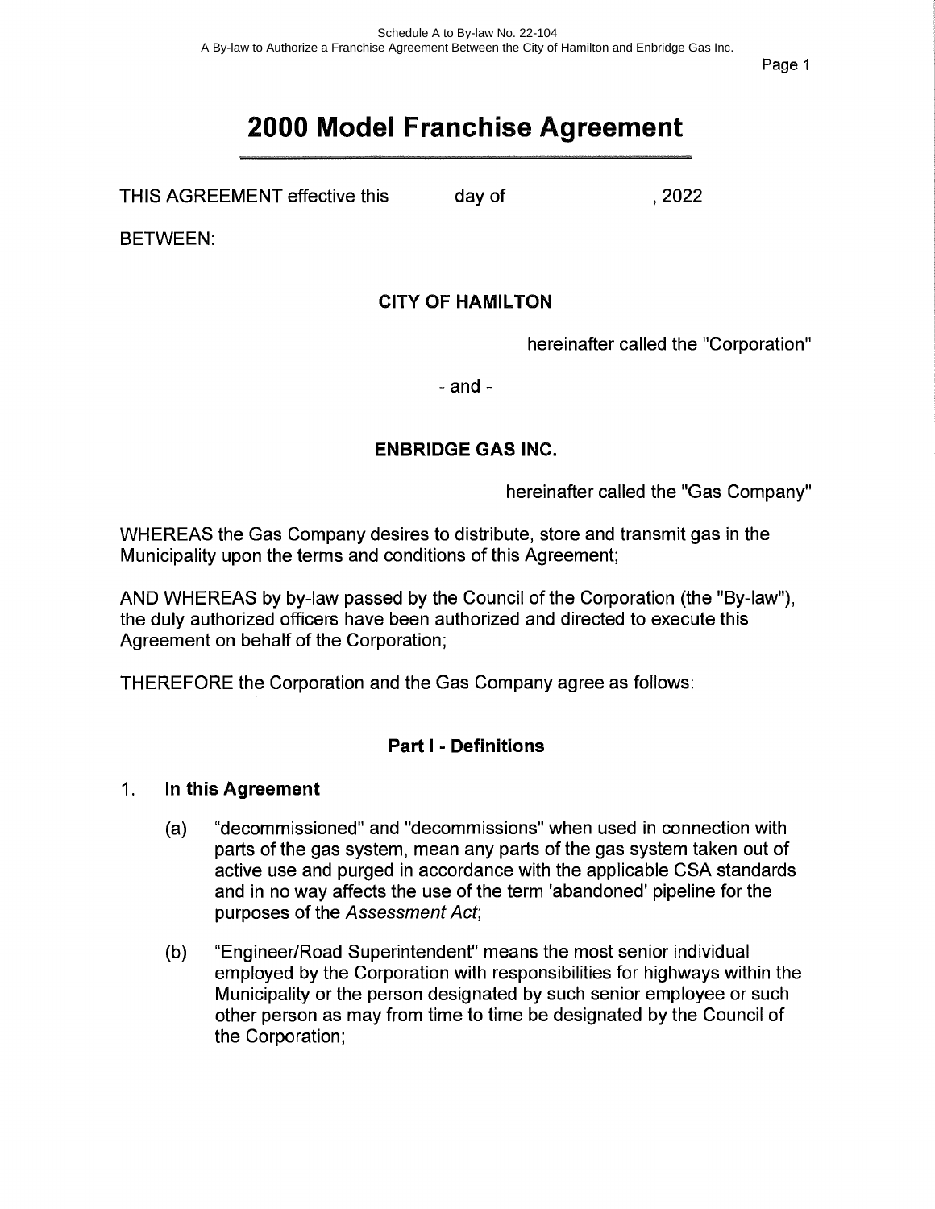# 2000 Model Franchise Agreement

THIS AGREEMENT effective this day of , 2022

BETWEEN:

**CITY OF HAMILTON**

hereinafter called the "Corporation"

\- and -

**ENBRIDGE GAS INC.**

hereinafter called the "Gas Company"

WHEREAS the Gas Company desires to distribute, store and transmit gas in the Municipality upon the terms and conditions of this Agreement;

AND WHEREAS by by-law passed by the Council of the Corporation (the "By-law"), the duly authorized officers have been authorized and directed to execute this Agreement on behalf of the Corporation;

THEREFORE the Corporation and the Gas Company agree as follows:

**Part I - Definitions**

1. **In this Agreement**

    (a) "decommissioned" and "decommissions" when used in connection with parts of the gas system, mean any parts of the gas system taken out of active use and purged in accordance with the applicable CSA standards and in no way affects the use of the term 'abandoned' pipeline for the purposes of the *Assessment Act*;

    (b) "Engineer/Road Superintendent" means the most senior individual employed by the Corporation with responsibilities for highways within the Municipality or the person designated by such senior employee or such other person as may from time to time be designated by the Council of the Corporation;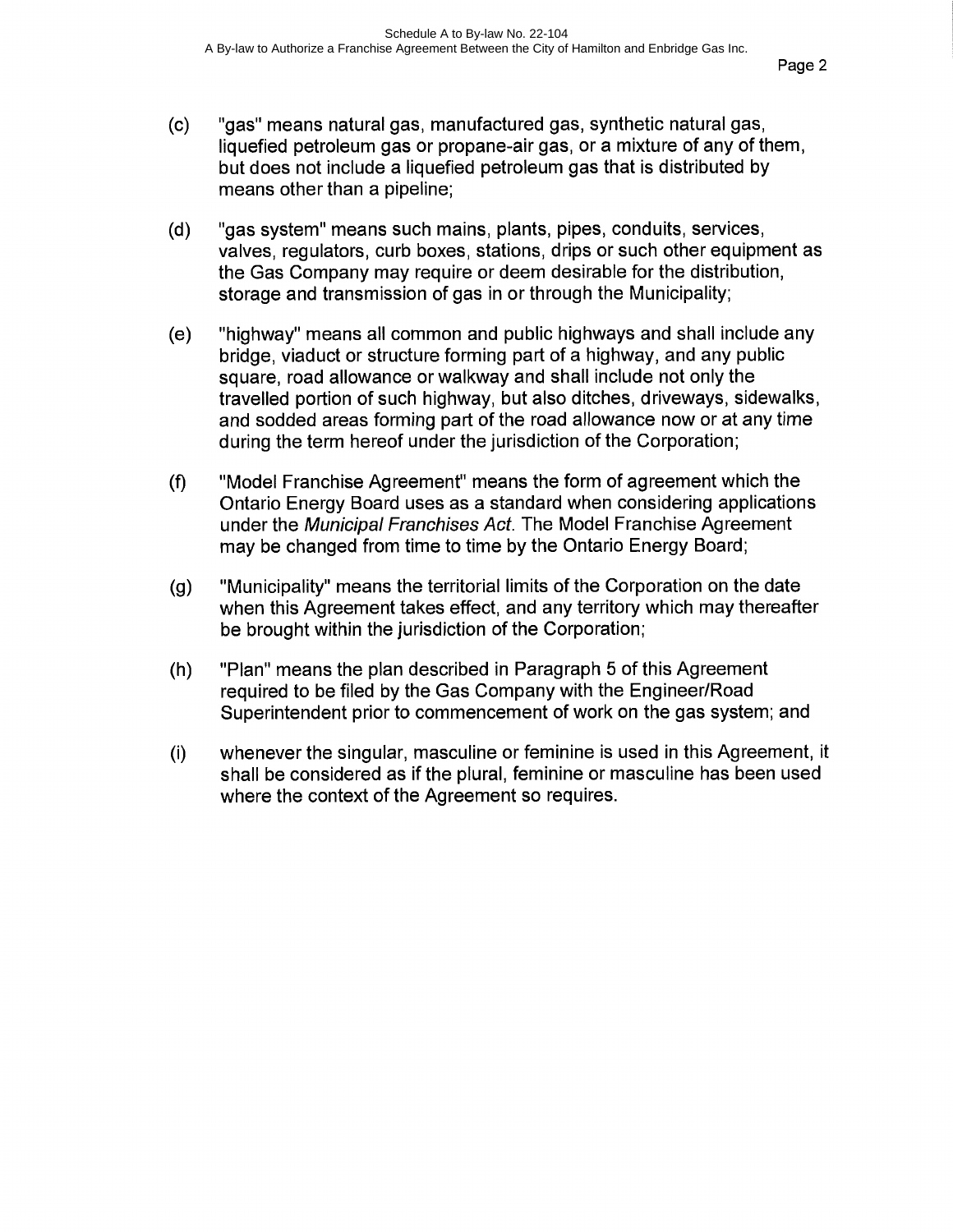(c) "gas" means natural gas, manufactured gas, synthetic natural gas, liquefied petroleum gas or propane-air gas, or a mixture of any of them, but does not include a liquefied petroleum gas that is distributed by means other than a pipeline;

(d) "gas system" means such mains, plants, pipes, conduits, services, valves, regulators, curb boxes, stations, drips or such other equipment as the Gas Company may require or deem desirable for the distribution, storage and transmission of gas in or through the Municipality;

(e) "highway" means all common and public highways and shall include any bridge, viaduct or structure forming part of a highway, and any public square, road allowance or walkway and shall include not only the travelled portion of such highway, but also ditches, driveways, sidewalks, and sodded areas forming part of the road allowance now or at any time during the term hereof under the jurisdiction of the Corporation;

(f) "Model Franchise Agreement" means the form of agreement which the Ontario Energy Board uses as a standard when considering applications under the *Municipal Franchises Act*. The Model Franchise Agreement may be changed from time to time by the Ontario Energy Board;

(g) "Municipality" means the territorial limits of the Corporation on the date when this Agreement takes effect, and any territory which may thereafter be brought within the jurisdiction of the Corporation;

(h) "Plan" means the plan described in Paragraph 5 of this Agreement required to be filed by the Gas Company with the Engineer/Road Superintendent prior to commencement of work on the gas system; and

(i) whenever the singular, masculine or feminine is used in this Agreement, it shall be considered as if the plural, feminine or masculine has been used where the context of the Agreement so requires.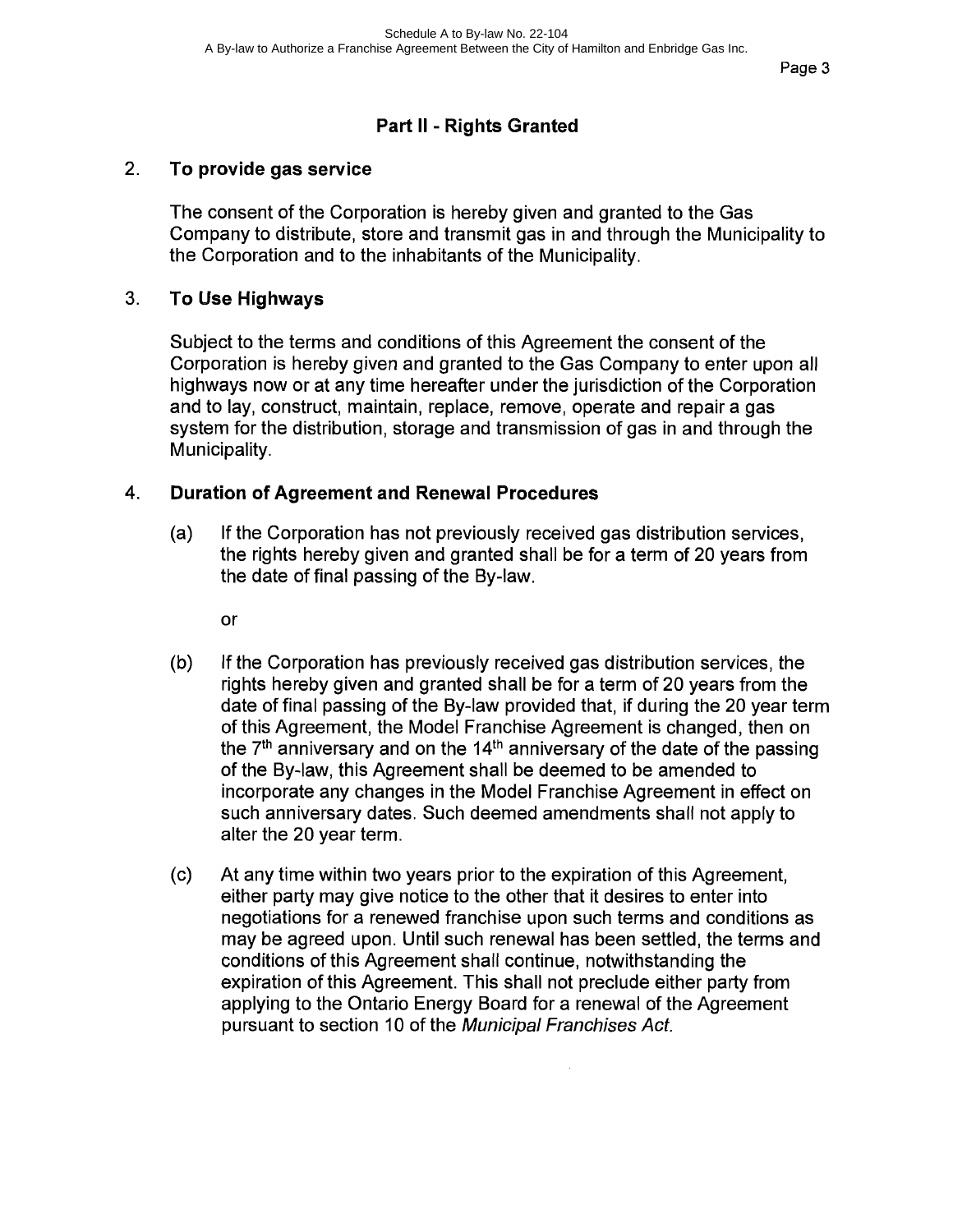## Part II - Rights Granted

### 2. To provide gas service

The consent of the Corporation is hereby given and granted to the Gas Company to distribute, store and transmit gas in and through the Municipality to the Corporation and to the inhabitants of the Municipality.

### 3. To Use Highways

Subject to the terms and conditions of this Agreement the consent of the Corporation is hereby given and granted to the Gas Company to enter upon all highways now or at any time hereafter under the jurisdiction of the Corporation and to lay, construct, maintain, replace, remove, operate and repair a gas system for the distribution, storage and transmission of gas in and through the Municipality.

### 4. Duration of Agreement and Renewal Procedures

(a) If the Corporation has not previously received gas distribution services, the rights hereby given and granted shall be for a term of 20 years from the date of final passing of the By-law.

or

(b) If the Corporation has previously received gas distribution services, the rights hereby given and granted shall be for a term of 20 years from the date of final passing of the By-law provided that, if during the 20 year term of this Agreement, the Model Franchise Agreement is changed, then on the 7th anniversary and on the 14th anniversary of the date of the passing of the By-law, this Agreement shall be deemed to be amended to incorporate any changes in the Model Franchise Agreement in effect on such anniversary dates. Such deemed amendments shall not apply to alter the 20 year term.

(c) At any time within two years prior to the expiration of this Agreement, either party may give notice to the other that it desires to enter into negotiations for a renewed franchise upon such terms and conditions as may be agreed upon. Until such renewal has been settled, the terms and conditions of this Agreement shall continue, notwithstanding the expiration of this Agreement. This shall not preclude either party from applying to the Ontario Energy Board for a renewal of the Agreement pursuant to section 10 of the *Municipal Franchises Act*.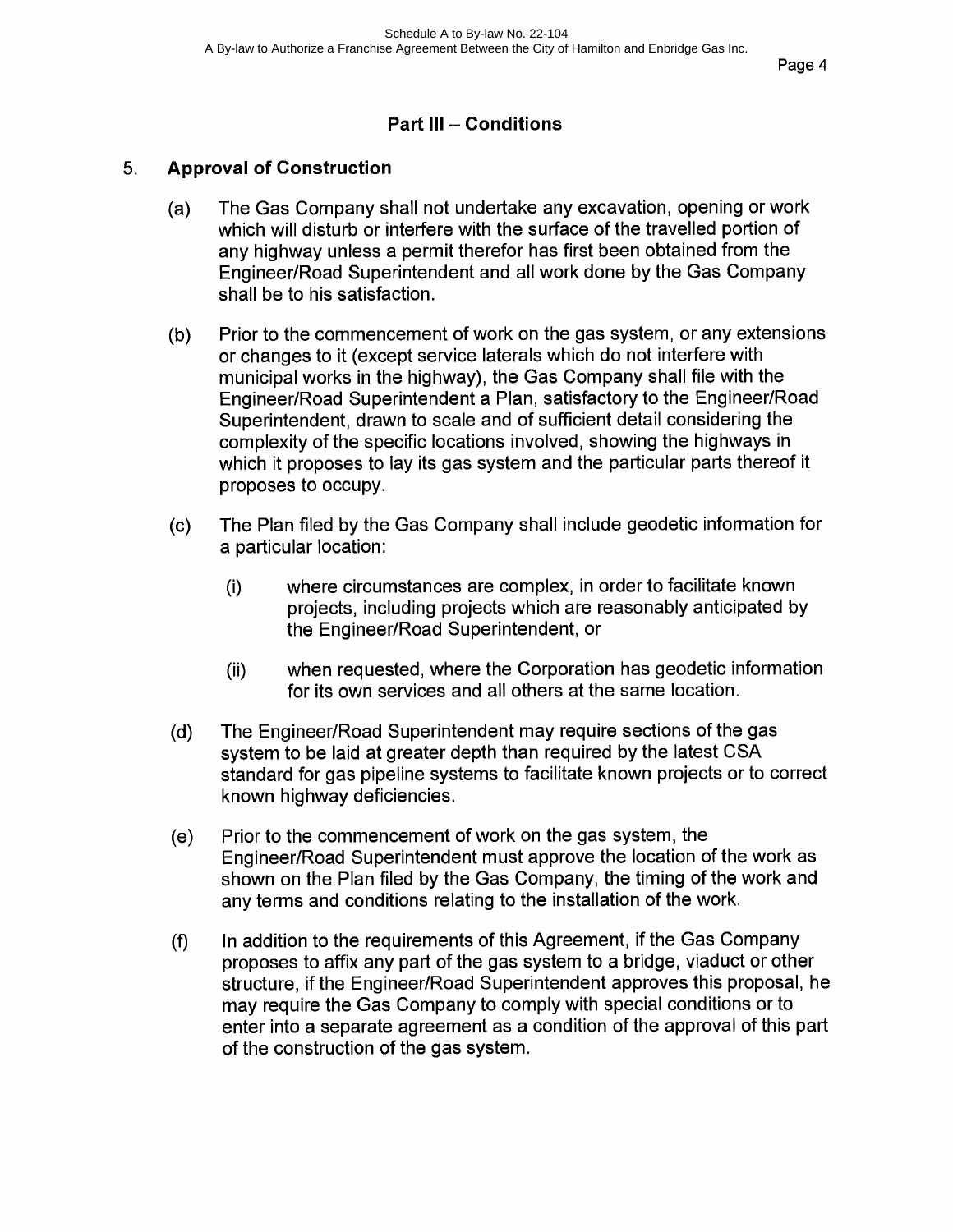## Part III – Conditions

### 5. Approval of Construction

(a) The Gas Company shall not undertake any excavation, opening or work which will disturb or interfere with the surface of the travelled portion of any highway unless a permit therefor has first been obtained from the Engineer/Road Superintendent and all work done by the Gas Company shall be to his satisfaction.

(b) Prior to the commencement of work on the gas system, or any extensions or changes to it (except service laterals which do not interfere with municipal works in the highway), the Gas Company shall file with the Engineer/Road Superintendent a Plan, satisfactory to the Engineer/Road Superintendent, drawn to scale and of sufficient detail considering the complexity of the specific locations involved, showing the highways in which it proposes to lay its gas system and the particular parts thereof it proposes to occupy.

(c) The Plan filed by the Gas Company shall include geodetic information for a particular location:

(i) where circumstances are complex, in order to facilitate known projects, including projects which are reasonably anticipated by the Engineer/Road Superintendent, or

(ii) when requested, where the Corporation has geodetic information for its own services and all others at the same location.

(d) The Engineer/Road Superintendent may require sections of the gas system to be laid at greater depth than required by the latest CSA standard for gas pipeline systems to facilitate known projects or to correct known highway deficiencies.

(e) Prior to the commencement of work on the gas system, the Engineer/Road Superintendent must approve the location of the work as shown on the Plan filed by the Gas Company, the timing of the work and any terms and conditions relating to the installation of the work.

(f) In addition to the requirements of this Agreement, if the Gas Company proposes to affix any part of the gas system to a bridge, viaduct or other structure, if the Engineer/Road Superintendent approves this proposal, he may require the Gas Company to comply with special conditions or to enter into a separate agreement as a condition of the approval of this part of the construction of the gas system.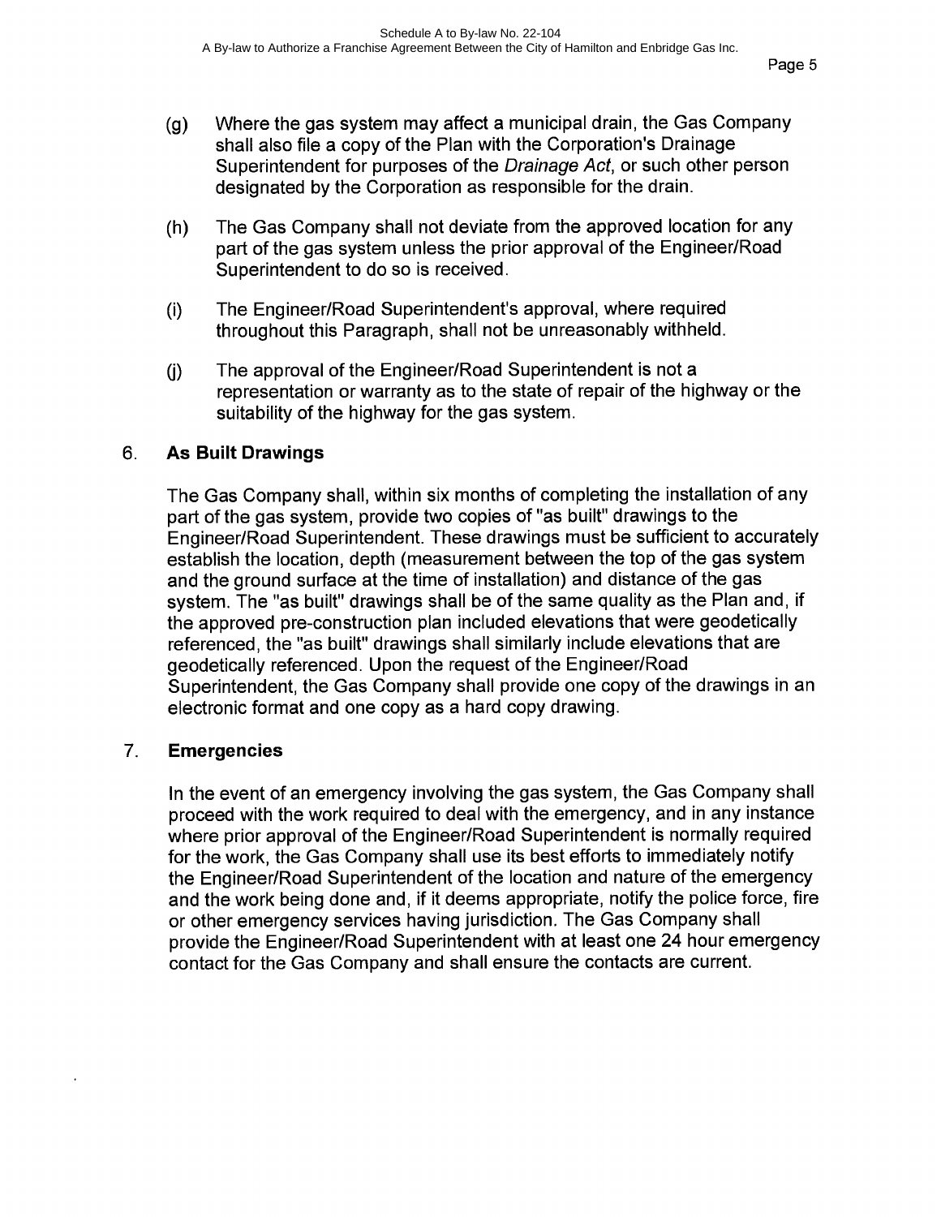(g) Where the gas system may affect a municipal drain, the Gas Company shall also file a copy of the Plan with the Corporation's Drainage Superintendent for purposes of the *Drainage Act*, or such other person designated by the Corporation as responsible for the drain.

(h) The Gas Company shall not deviate from the approved location for any part of the gas system unless the prior approval of the Engineer/Road Superintendent to do so is received.

(i) The Engineer/Road Superintendent's approval, where required throughout this Paragraph, shall not be unreasonably withheld.

(j) The approval of the Engineer/Road Superintendent is not a representation or warranty as to the state of repair of the highway or the suitability of the highway for the gas system.

6. **As Built Drawings**

The Gas Company shall, within six months of completing the installation of any part of the gas system, provide two copies of "as built" drawings to the Engineer/Road Superintendent. These drawings must be sufficient to accurately establish the location, depth (measurement between the top of the gas system and the ground surface at the time of installation) and distance of the gas system. The "as built" drawings shall be of the same quality as the Plan and, if the approved pre-construction plan included elevations that were geodetically referenced, the "as built" drawings shall similarly include elevations that are geodetically referenced. Upon the request of the Engineer/Road Superintendent, the Gas Company shall provide one copy of the drawings in an electronic format and one copy as a hard copy drawing.

7. **Emergencies**

In the event of an emergency involving the gas system, the Gas Company shall proceed with the work required to deal with the emergency, and in any instance where prior approval of the Engineer/Road Superintendent is normally required for the work, the Gas Company shall use its best efforts to immediately notify the Engineer/Road Superintendent of the location and nature of the emergency and the work being done and, if it deems appropriate, notify the police force, fire or other emergency services having jurisdiction. The Gas Company shall provide the Engineer/Road Superintendent with at least one 24 hour emergency contact for the Gas Company and shall ensure the contacts are current.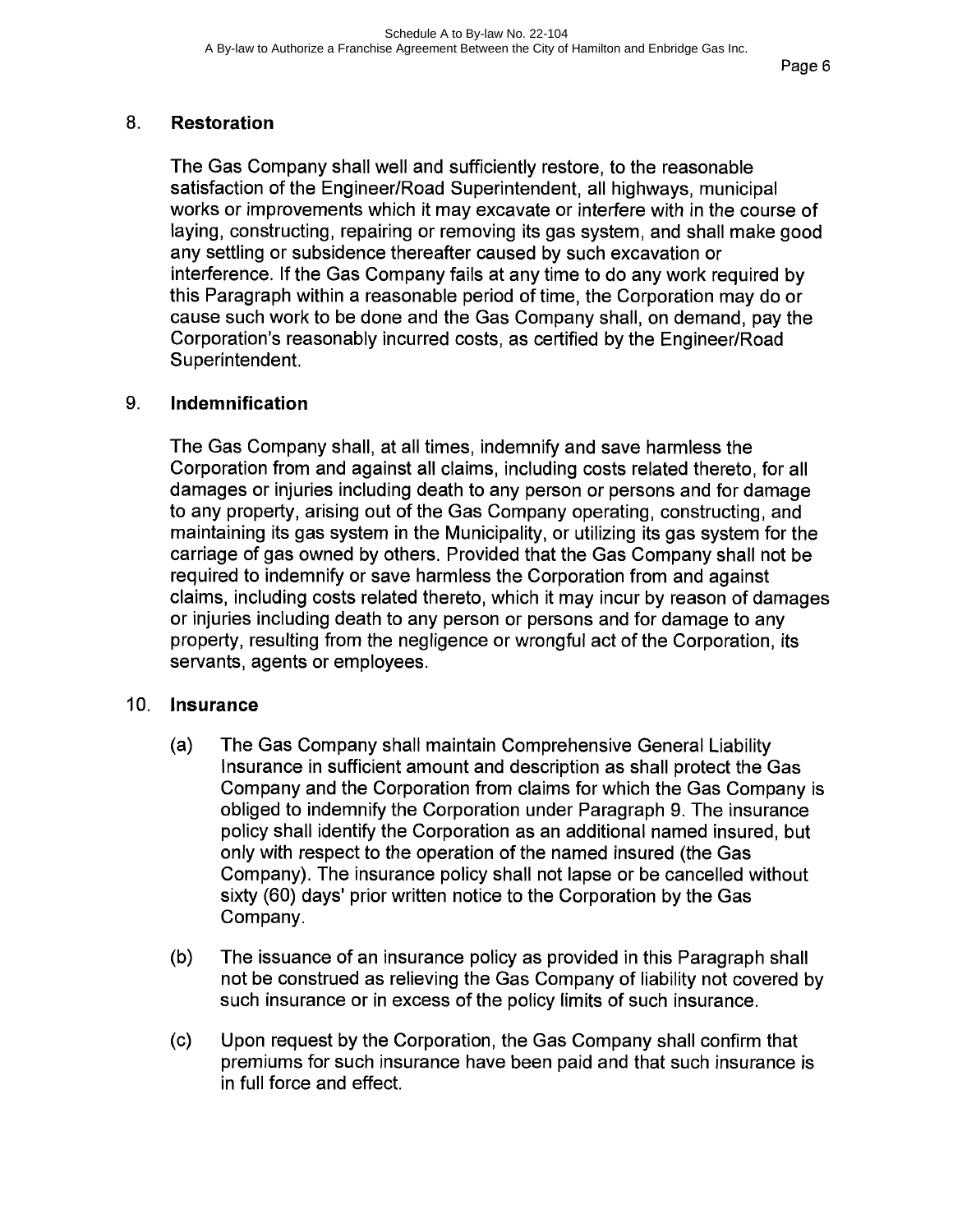## 8. Restoration

The Gas Company shall well and sufficiently restore, to the reasonable satisfaction of the Engineer/Road Superintendent, all highways, municipal works or improvements which it may excavate or interfere with in the course of laying, constructing, repairing or removing its gas system, and shall make good any settling or subsidence thereafter caused by such excavation or interference. If the Gas Company fails at any time to do any work required by this Paragraph within a reasonable period of time, the Corporation may do or cause such work to be done and the Gas Company shall, on demand, pay the Corporation's reasonably incurred costs, as certified by the Engineer/Road Superintendent.

## 9. Indemnification

The Gas Company shall, at all times, indemnify and save harmless the Corporation from and against all claims, including costs related thereto, for all damages or injuries including death to any person or persons and for damage to any property, arising out of the Gas Company operating, constructing, and maintaining its gas system in the Municipality, or utilizing its gas system for the carriage of gas owned by others. Provided that the Gas Company shall not be required to indemnify or save harmless the Corporation from and against claims, including costs related thereto, which it may incur by reason of damages or injuries including death to any person or persons and for damage to any property, resulting from the negligence or wrongful act of the Corporation, its servants, agents or employees.

## 10. Insurance

(a) The Gas Company shall maintain Comprehensive General Liability Insurance in sufficient amount and description as shall protect the Gas Company and the Corporation from claims for which the Gas Company is obliged to indemnify the Corporation under Paragraph 9. The insurance policy shall identify the Corporation as an additional named insured, but only with respect to the operation of the named insured (the Gas Company). The insurance policy shall not lapse or be cancelled without sixty (60) days' prior written notice to the Corporation by the Gas Company.

(b) The issuance of an insurance policy as provided in this Paragraph shall not be construed as relieving the Gas Company of liability not covered by such insurance or in excess of the policy limits of such insurance.

(c) Upon request by the Corporation, the Gas Company shall confirm that premiums for such insurance have been paid and that such insurance is in full force and effect.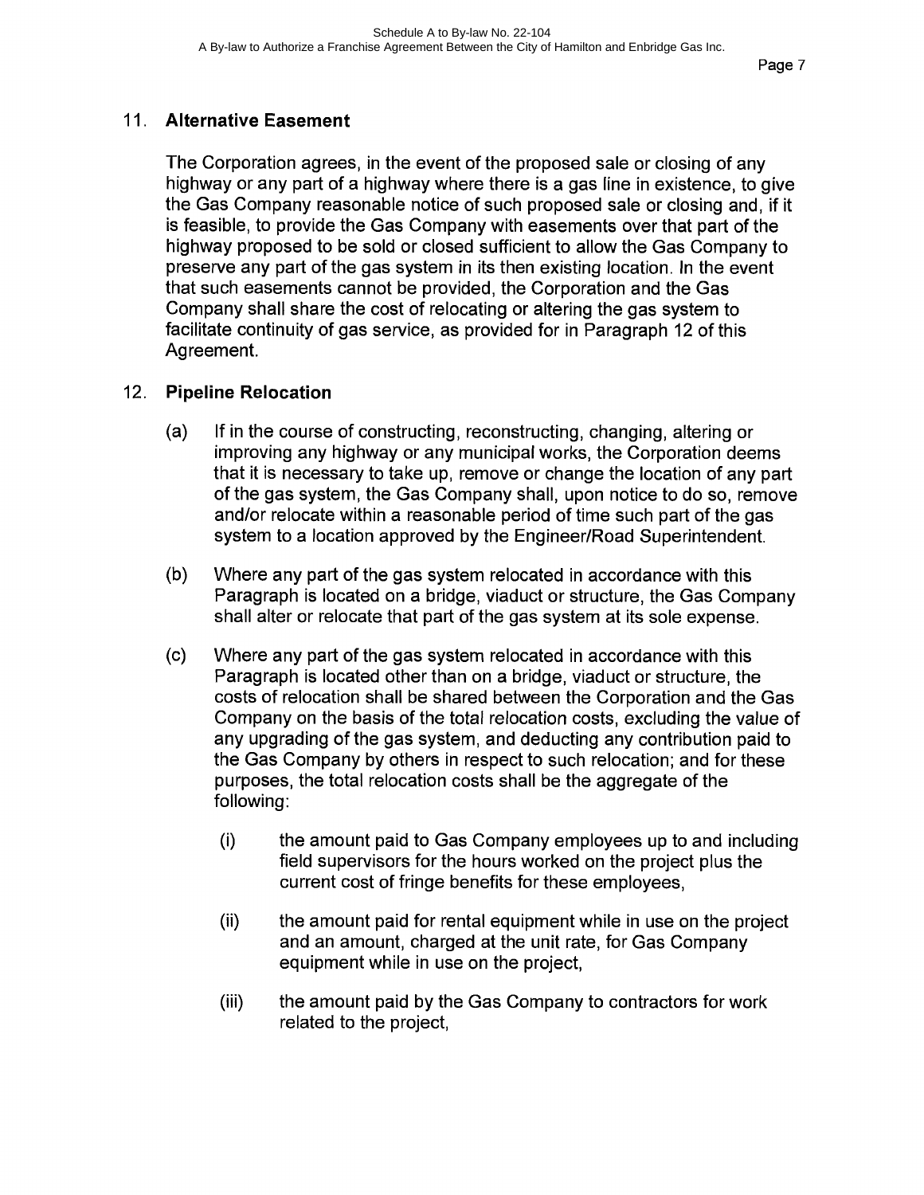## 11. Alternative Easement

The Corporation agrees, in the event of the proposed sale or closing of any highway or any part of a highway where there is a gas line in existence, to give the Gas Company reasonable notice of such proposed sale or closing and, if it is feasible, to provide the Gas Company with easements over that part of the highway proposed to be sold or closed sufficient to allow the Gas Company to preserve any part of the gas system in its then existing location. In the event that such easements cannot be provided, the Corporation and the Gas Company shall share the cost of relocating or altering the gas system to facilitate continuity of gas service, as provided for in Paragraph 12 of this Agreement.

## 12. Pipeline Relocation

(a) If in the course of constructing, reconstructing, changing, altering or improving any highway or any municipal works, the Corporation deems that it is necessary to take up, remove or change the location of any part of the gas system, the Gas Company shall, upon notice to do so, remove and/or relocate within a reasonable period of time such part of the gas system to a location approved by the Engineer/Road Superintendent.

(b) Where any part of the gas system relocated in accordance with this Paragraph is located on a bridge, viaduct or structure, the Gas Company shall alter or relocate that part of the gas system at its sole expense.

(c) Where any part of the gas system relocated in accordance with this Paragraph is located other than on a bridge, viaduct or structure, the costs of relocation shall be shared between the Corporation and the Gas Company on the basis of the total relocation costs, excluding the value of any upgrading of the gas system, and deducting any contribution paid to the Gas Company by others in respect to such relocation; and for these purposes, the total relocation costs shall be the aggregate of the following:

(i) the amount paid to Gas Company employees up to and including field supervisors for the hours worked on the project plus the current cost of fringe benefits for these employees,

(ii) the amount paid for rental equipment while in use on the project and an amount, charged at the unit rate, for Gas Company equipment while in use on the project,

(iii) the amount paid by the Gas Company to contractors for work related to the project,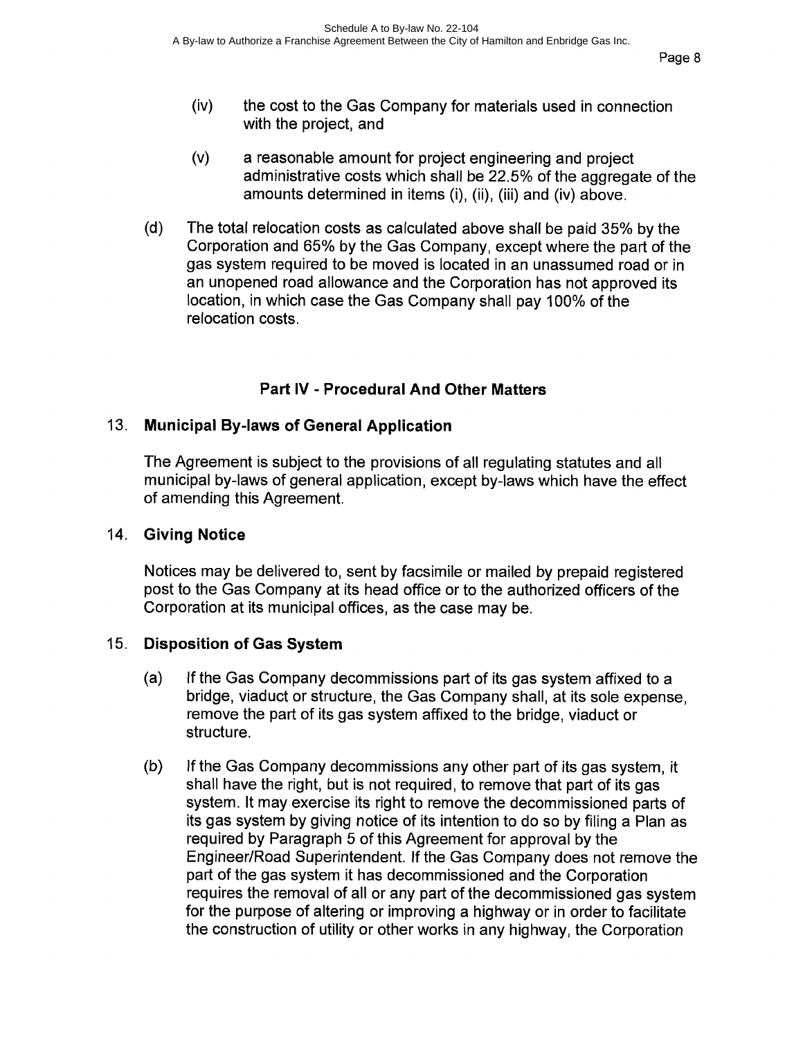(iv) the cost to the Gas Company for materials used in connection with the project, and

(v) a reasonable amount for project engineering and project administrative costs which shall be 22.5% of the aggregate of the amounts determined in items (i), (ii), (iii) and (iv) above.

(d) The total relocation costs as calculated above shall be paid 35% by the Corporation and 65% by the Gas Company, except where the part of the gas system required to be moved is located in an unassumed road or in an unopened road allowance and the Corporation has not approved its location, in which case the Gas Company shall pay 100% of the relocation costs.

## Part IV - Procedural And Other Matters

### 13. Municipal By-laws of General Application

The Agreement is subject to the provisions of all regulating statutes and all municipal by-laws of general application, except by-laws which have the effect of amending this Agreement.

### 14. Giving Notice

Notices may be delivered to, sent by facsimile or mailed by prepaid registered post to the Gas Company at its head office or to the authorized officers of the Corporation at its municipal offices, as the case may be.

### 15. Disposition of Gas System

(a) If the Gas Company decommissions part of its gas system affixed to a bridge, viaduct or structure, the Gas Company shall, at its sole expense, remove the part of its gas system affixed to the bridge, viaduct or structure.

(b) If the Gas Company decommissions any other part of its gas system, it shall have the right, but is not required, to remove that part of its gas system. It may exercise its right to remove the decommissioned parts of its gas system by giving notice of its intention to do so by filing a Plan as required by Paragraph 5 of this Agreement for approval by the Engineer/Road Superintendent. If the Gas Company does not remove the part of the gas system it has decommissioned and the Corporation requires the removal of all or any part of the decommissioned gas system for the purpose of altering or improving a highway or in order to facilitate the construction of utility or other works in any highway, the Corporation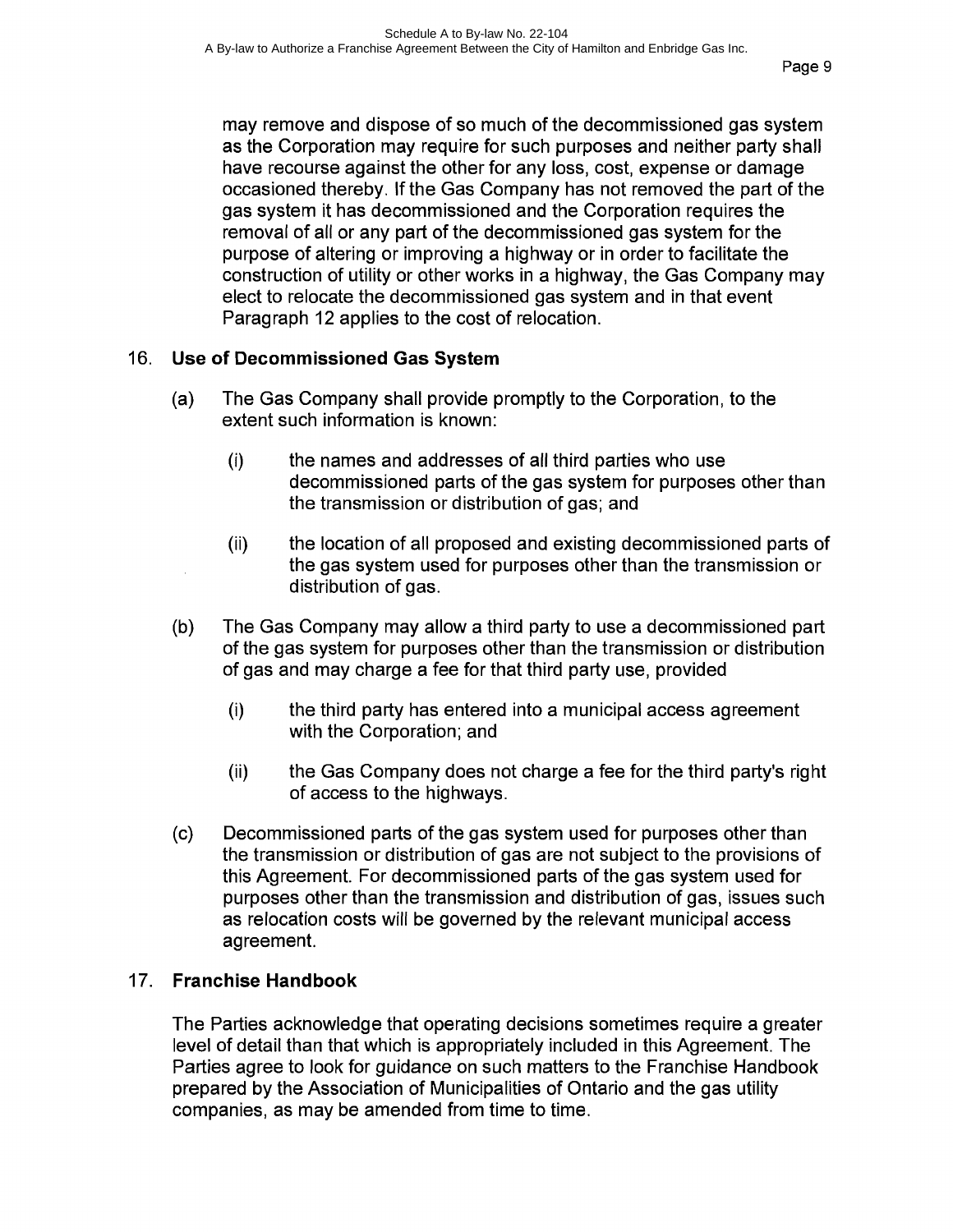may remove and dispose of so much of the decommissioned gas system as the Corporation may require for such purposes and neither party shall have recourse against the other for any loss, cost, expense or damage occasioned thereby. If the Gas Company has not removed the part of the gas system it has decommissioned and the Corporation requires the removal of all or any part of the decommissioned gas system for the purpose of altering or improving a highway or in order to facilitate the construction of utility or other works in a highway, the Gas Company may elect to relocate the decommissioned gas system and in that event Paragraph 12 applies to the cost of relocation.

16. **Use of Decommissioned Gas System**

 (a) The Gas Company shall provide promptly to the Corporation, to the extent such information is known:

  (i) the names and addresses of all third parties who use decommissioned parts of the gas system for purposes other than the transmission or distribution of gas; and

  (ii) the location of all proposed and existing decommissioned parts of the gas system used for purposes other than the transmission or distribution of gas.

 (b) The Gas Company may allow a third party to use a decommissioned part of the gas system for purposes other than the transmission or distribution of gas and may charge a fee for that third party use, provided

  (i) the third party has entered into a municipal access agreement with the Corporation; and

  (ii) the Gas Company does not charge a fee for the third party's right of access to the highways.

 (c) Decommissioned parts of the gas system used for purposes other than the transmission or distribution of gas are not subject to the provisions of this Agreement. For decommissioned parts of the gas system used for purposes other than the transmission and distribution of gas, issues such as relocation costs will be governed by the relevant municipal access agreement.

17. **Franchise Handbook**

The Parties acknowledge that operating decisions sometimes require a greater level of detail than that which is appropriately included in this Agreement. The Parties agree to look for guidance on such matters to the Franchise Handbook prepared by the Association of Municipalities of Ontario and the gas utility companies, as may be amended from time to time.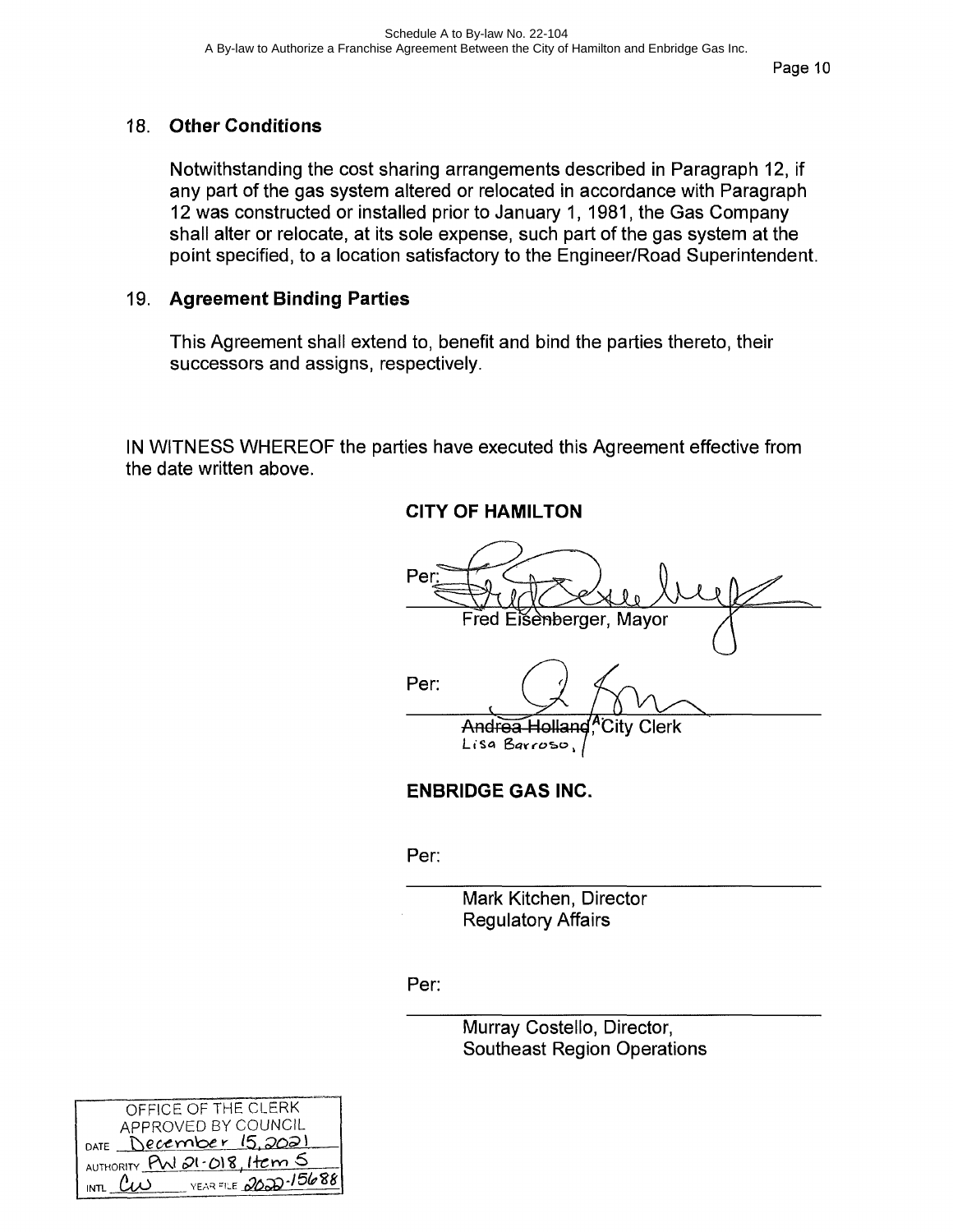## 18. **Other Conditions**

Notwithstanding the cost sharing arrangements described in Paragraph 12, if any part of the gas system altered or relocated in accordance with Paragraph 12 was constructed or installed prior to January 1, 1981, the Gas Company shall alter or relocate, at its sole expense, such part of the gas system at the point specified, to a location satisfactory to the Engineer/Road Superintendent.

## 19. **Agreement Binding Parties**

This Agreement shall extend to, benefit and bind the parties thereto, their successors and assigns, respectively.

IN WITNESS WHEREOF the parties have executed this Agreement effective from the date written above.

**CITY OF HAMILTON**

Per: ______________________________
Fred Eisenberger, Mayor

Per: ______________________________
~~Andrea Holland~~, A/City Clerk
Lisa Barroso

**ENBRIDGE GAS INC.**

Per: ______________________________
Mark Kitchen, Director
Regulatory Affairs

Per: ______________________________
Murray Costello, Director,
Southeast Region Operations

OFFICE OF THE CLERK
APPROVED BY COUNCIL
DATE December 15, 2021
AUTHORITY PW 21-018, Item 5
INTL CW YEAR FILE 2022-15688